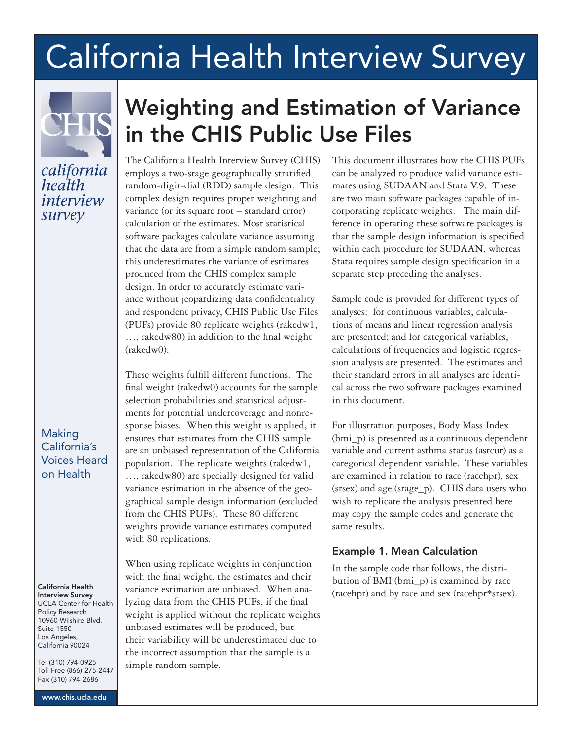# California Health Interview Survey

*california health interview survey*

Making California's Voices Heard on Health

**California Health Interview Survey**
UCLA Center for Health Policy Research
10960 Wilshire Blvd.
Suite 1550
Los Angeles, California 90024

Tel (310) 794-0925
Toll Free (866) 275-2447
Fax (310) 794-2686

www.chis.ucla.edu

## Weighting and Estimation of Variance in the CHIS Public Use Files

The California Health Interview Survey (CHIS) employs a two-stage geographically stratified random-digit-dial (RDD) sample design. This complex design requires proper weighting and variance (or its square root – standard error) calculation of the estimates. Most statistical software packages calculate variance assuming that the data are from a simple random sample; this underestimates the variance of estimates produced from the CHIS complex sample design. In order to accurately estimate variance without jeopardizing data confidentiality and respondent privacy, CHIS Public Use Files (PUFs) provide 80 replicate weights (rakedw1, …, rakedw80) in addition to the final weight (rakedw0).

These weights fulfill different functions. The final weight (rakedw0) accounts for the sample selection probabilities and statistical adjustments for potential undercoverage and nonresponse biases. When this weight is applied, it ensures that estimates from the CHIS sample are an unbiased representation of the California population. The replicate weights (rakedw1, …, rakedw80) are specially designed for valid variance estimation in the absence of the geographical sample design information (excluded from the CHIS PUFs). These 80 different weights provide variance estimates computed with 80 replications.

When using replicate weights in conjunction with the final weight, the estimates and their variance estimation are unbiased. When analyzing data from the CHIS PUFs, if the final weight is applied without the replicate weights unbiased estimates will be produced, but their variability will be underestimated due to the incorrect assumption that the sample is a simple random sample.

This document illustrates how the CHIS PUFs can be analyzed to produce valid variance estimates using SUDAAN and Stata V.9. These are two main software packages capable of incorporating replicate weights. The main difference in operating these software packages is that the sample design information is specified within each procedure for SUDAAN, whereas Stata requires sample design specification in a separate step preceding the analyses.

Sample code is provided for different types of analyses: for continuous variables, calculations of means and linear regression analysis are presented; and for categorical variables, calculations of frequencies and logistic regression analysis are presented. The estimates and their standard errors in all analyses are identical across the two software packages examined in this document.

For illustration purposes, Body Mass Index (bmi_p) is presented as a continuous dependent variable and current asthma status (astcur) as a categorical dependent variable. These variables are examined in relation to race (racehpr), sex (srsex) and age (srage_p). CHIS data users who wish to replicate the analysis presented here may copy the sample codes and generate the same results.

### Example 1. Mean Calculation

In the sample code that follows, the distribution of BMI (bmi_p) is examined by race (racehpr) and by race and sex (racehpr*srsex).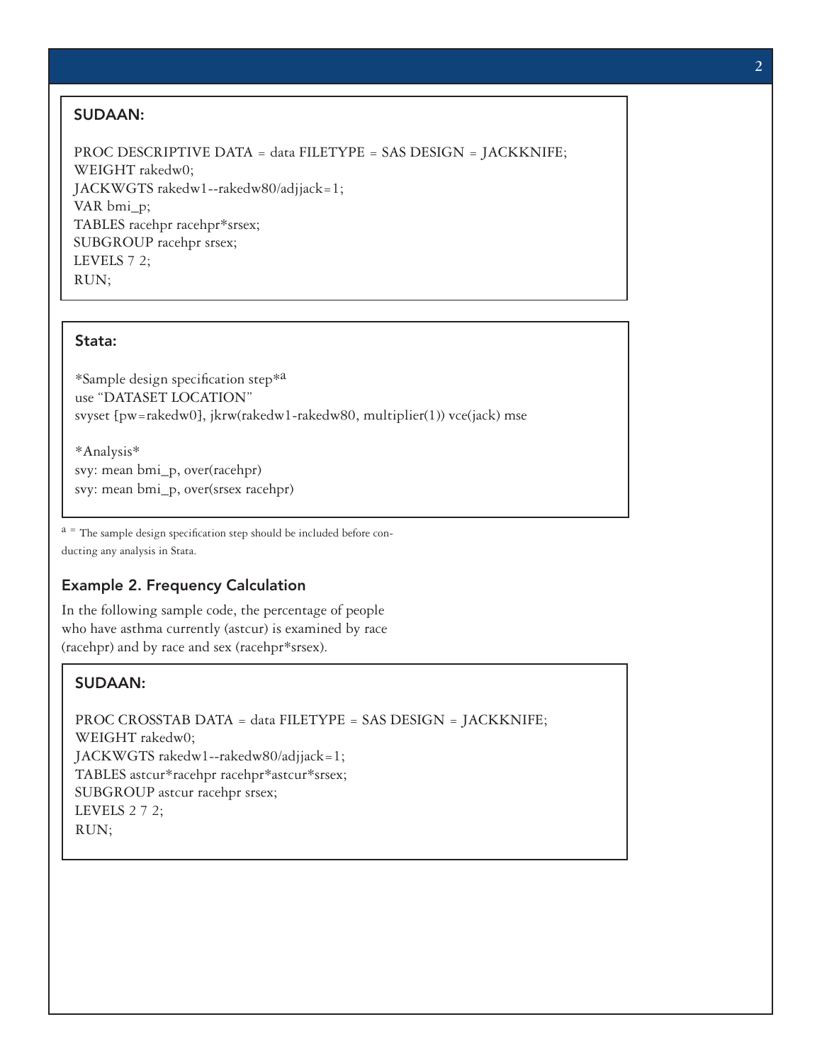### SUDAAN:

```
PROC DESCRIPTIVE DATA = data FILETYPE = SAS DESIGN = JACKKNIFE;
WEIGHT rakedw0;
JACKWGTS rakedw1--rakedw80/adjjack=1;
VAR bmi_p;
TABLES racehpr racehpr*srsex;
SUBGROUP racehpr srsex;
LEVELS 7 2;
RUN;
```

### Stata:

```
*Sample design specification step*a
use "DATASET LOCATION"
svyset [pw=rakedw0], jkrw(rakedw1-rakedw80, multiplier(1)) vce(jack) mse

*Analysis*
svy: mean bmi_p, over(racehpr)
svy: mean bmi_p, over(srsex racehpr)
```

[a] = The sample design specification step should be included before conducting any analysis in Stata.

## Example 2. Frequency Calculation

In the following sample code, the percentage of people who have asthma currently (astcur) is examined by race (racehpr) and by race and sex (racehpr*srsex).

### SUDAAN:

```
PROC CROSSTAB DATA = data FILETYPE = SAS DESIGN = JACKKNIFE;
WEIGHT rakedw0;
JACKWGTS rakedw1--rakedw80/adjjack=1;
TABLES astcur*racehpr racehpr*astcur*srsex;
SUBGROUP astcur racehpr srsex;
LEVELS 2 7 2;
RUN;
```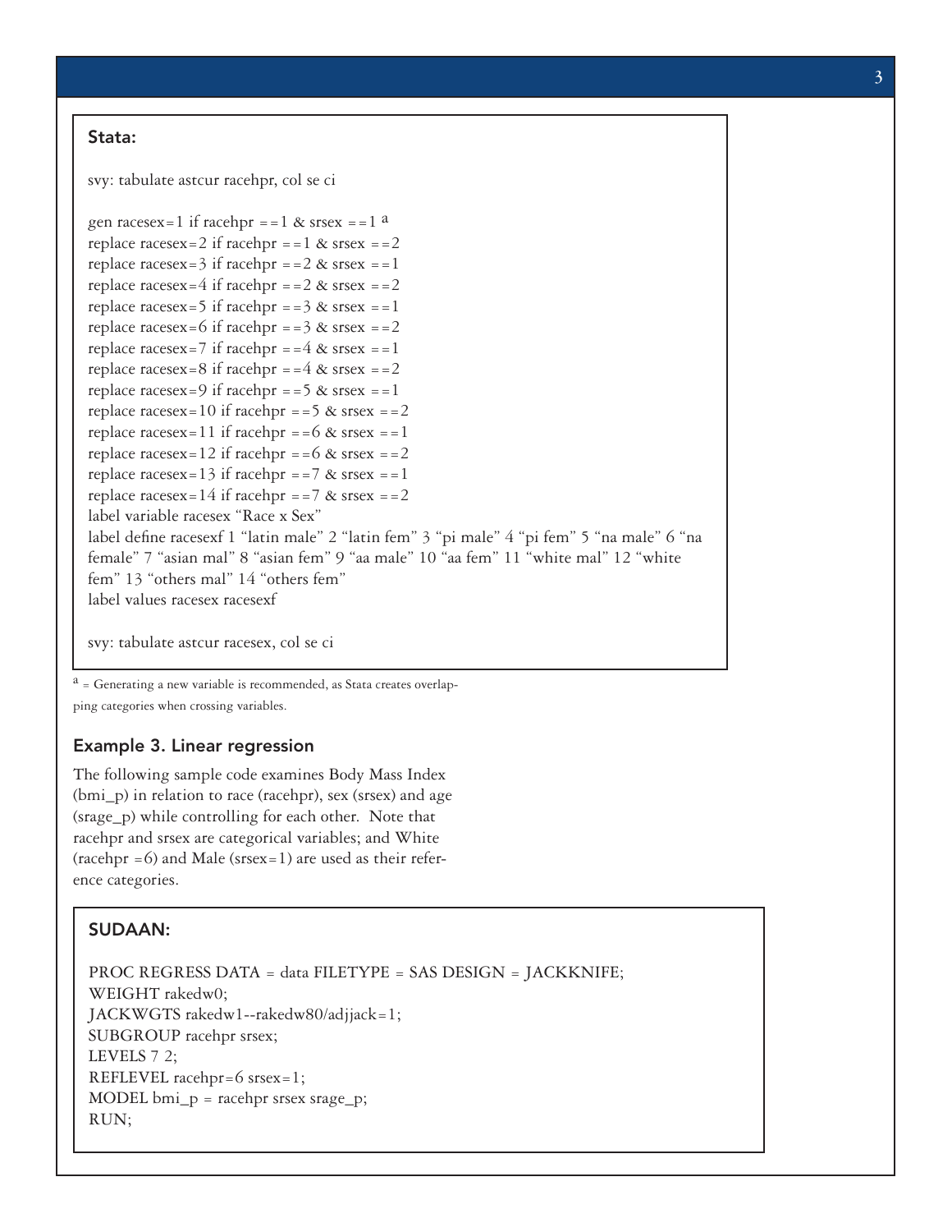### Stata:

```
svy: tabulate astcur racehpr, col se ci

gen racesex=1 if racehpr ==1 & srsex ==1 a
replace racesex=2 if racehpr ==1 & srsex ==2
replace racesex=3 if racehpr ==2 & srsex ==1
replace racesex=4 if racehpr ==2 & srsex ==2
replace racesex=5 if racehpr ==3 & srsex ==1
replace racesex=6 if racehpr ==3 & srsex ==2
replace racesex=7 if racehpr ==4 & srsex ==1
replace racesex=8 if racehpr ==4 & srsex ==2
replace racesex=9 if racehpr ==5 & srsex ==1
replace racesex=10 if racehpr ==5 & srsex ==2
replace racesex=11 if racehpr ==6 & srsex ==1
replace racesex=12 if racehpr ==6 & srsex ==2
replace racesex=13 if racehpr ==7 & srsex ==1
replace racesex=14 if racehpr ==7 & srsex ==2
label variable racesex "Race x Sex"
label define racesexf 1 "latin male" 2 "latin fem" 3 "pi male" 4 "pi fem" 5 "na male" 6 "na female" 7 "asian mal" 8 "asian fem" 9 "aa male" 10 "aa fem" 11 "white mal" 12 "white fem" 13 "others mal" 14 "others fem"
label values racesex racesexf

svy: tabulate astcur racesex, col se ci
```

[a] = Generating a new variable is recommended, as Stata creates overlapping categories when crossing variables.

### Example 3. Linear regression

The following sample code examines Body Mass Index (bmi_p) in relation to race (racehpr), sex (srsex) and age (srage_p) while controlling for each other. Note that racehpr and srsex are categorical variables; and White (racehpr =6) and Male (srsex=1) are used as their reference categories.

### SUDAAN:

```
PROC REGRESS DATA = data FILETYPE = SAS DESIGN = JACKKNIFE;
WEIGHT rakedw0;
JACKWGTS rakedw1--rakedw80/adjjack=1;
SUBGROUP racehpr srsex;
LEVELS 7 2;
REFLEVEL racehpr=6 srsex=1;
MODEL bmi_p = racehpr srsex srage_p;
RUN;
```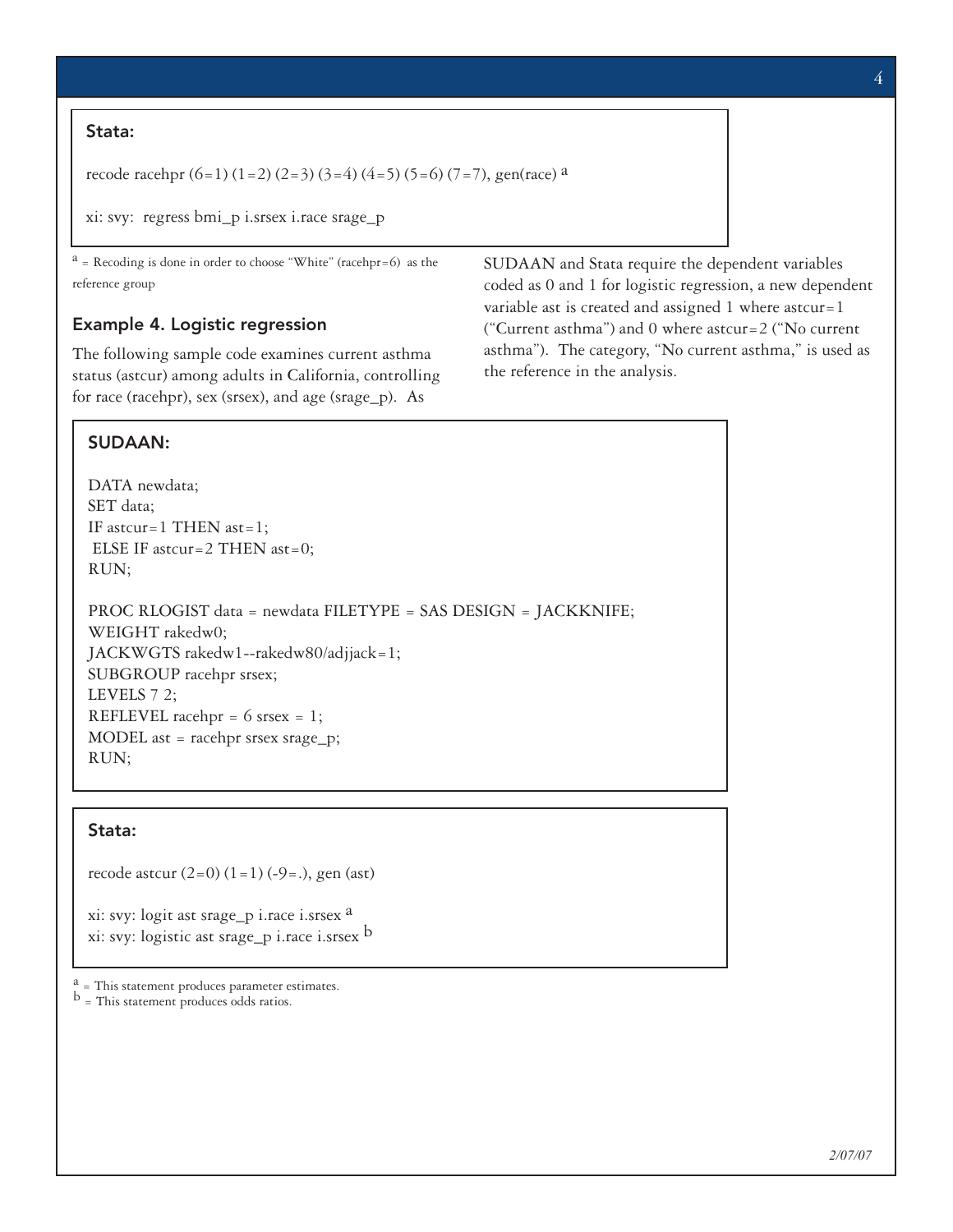**Stata:**

```
recode racehpr (6=1) (1=2) (2=3) (3=4) (4=5) (5=6) (7=7), gen(race) a

xi: svy:  regress bmi_p i.srsex i.race srage_p
```

[a] = Recoding is done in order to choose "White" (racehpr=6) as the reference group

## Example 4. Logistic regression

The following sample code examines current asthma status (astcur) among adults in California, controlling for race (racehpr), sex (srsex), and age (srage_p). As SUDAAN and Stata require the dependent variables coded as 0 and 1 for logistic regression, a new dependent variable ast is created and assigned 1 where astcur=1 ("Current asthma") and 0 where astcur=2 ("No current asthma"). The category, "No current asthma," is used as the reference in the analysis.

**SUDAAN:**

```
DATA newdata;
SET data;
IF astcur=1 THEN ast=1;
 ELSE IF astcur=2 THEN ast=0;
RUN;

PROC RLOGIST data = newdata FILETYPE = SAS DESIGN = JACKKNIFE;
WEIGHT rakedw0;
JACKWGTS rakedw1--rakedw80/adjjack=1;
SUBGROUP racehpr srsex;
LEVELS 7 2;
REFLEVEL racehpr = 6 srsex = 1;
MODEL ast = racehpr srsex srage_p;
RUN;
```

**Stata:**

```
recode astcur (2=0) (1=1) (-9=.), gen (ast)

xi: svy: logit ast srage_p i.race i.srsex a
xi: svy: logistic ast srage_p i.race i.srsex b
```

[a] = This statement produces parameter estimates.
[b] = This statement produces odds ratios.

*2/07/07*